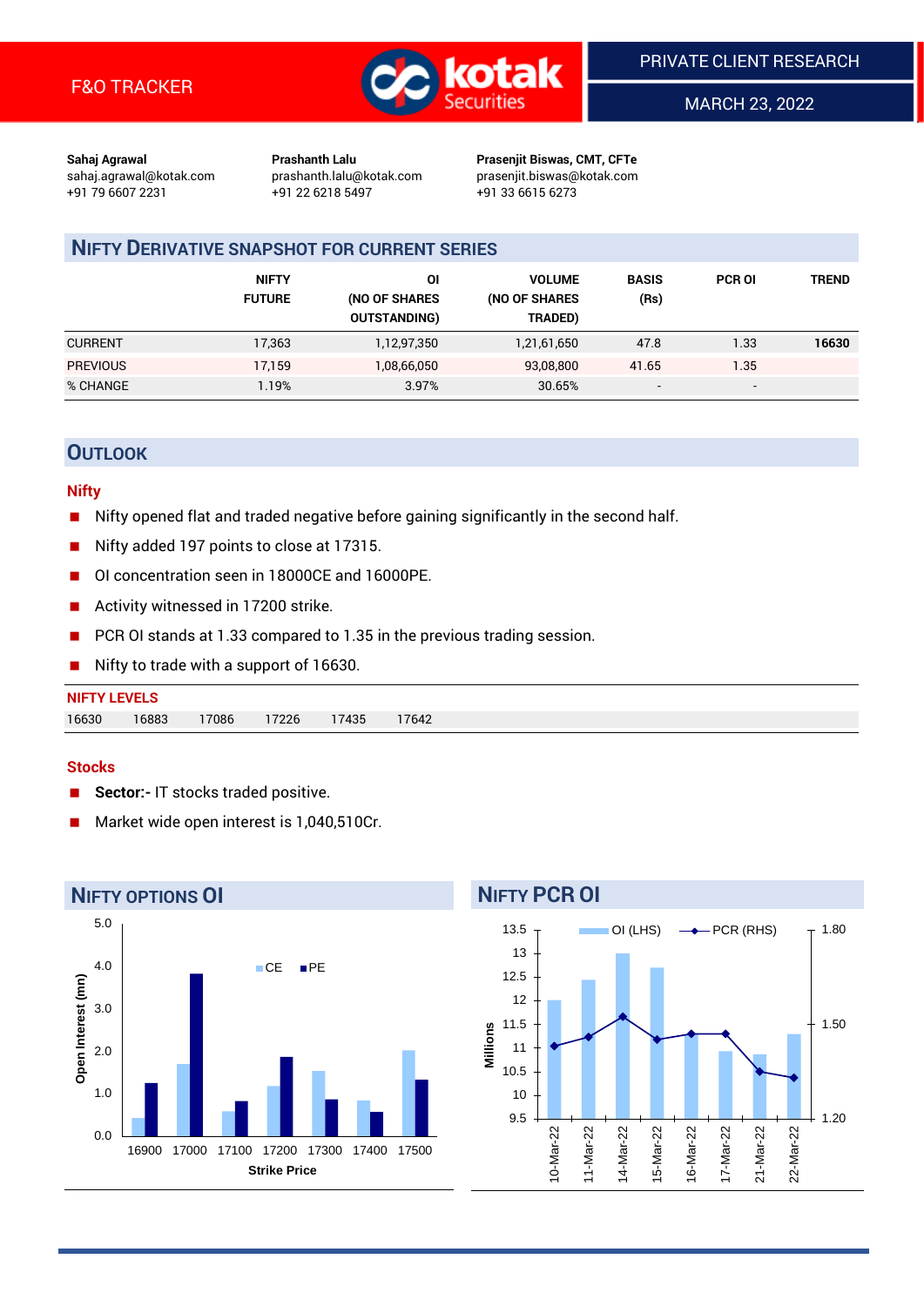F&O TRACKER

PRIVATE CLIENT RESEARCH

MARCH 23, 2022

**Sahaj Agrawal**
sahaj.agrawal@kotak.com
+91 79 6607 2231

**Prashanth Lalu**
prashanth.lalu@kotak.com
+91 22 6218 5497

**Prasenjit Biswas, CMT, CFTe**
prasenjit.biswas@kotak.com
+91 33 6615 6273

## NIFTY DERIVATIVE SNAPSHOT FOR CURRENT SERIES

| | NIFTY FUTURE | OI (NO OF SHARES OUTSTANDING) | VOLUME (NO OF SHARES TRADED) | BASIS (Rs) | PCR OI | TREND |
|---|---|---|---|---|---|---|
| CURRENT | 17,363 | 1,12,97,350 | 1,21,61,650 | 47.8 | 1.33 | **16630** |
| PREVIOUS | 17,159 | 1,08,66,050 | 93,08,800 | 41.65 | 1.35 | |
| % CHANGE | 1.19% | 3.97% | 30.65% | - | - | |

## OUTLOOK

### Nifty

- Nifty opened flat and traded negative before gaining significantly in the second half.
- Nifty added 197 points to close at 17315.
- OI concentration seen in 18000CE and 16000PE.
- Activity witnessed in 17200 strike.
- PCR OI stands at 1.33 compared to 1.35 in the previous trading session.
- Nifty to trade with a support of 16630.

**NIFTY LEVELS**

| 16630 | 16883 | 17086 | 17226 | 17435 | 17642 |
|---|---|---|---|---|---|

### Stocks

- **Sector:-** IT stocks traded positive.
- Market wide open interest is 1,040,510Cr.

## NIFTY OPTIONS OI

| Strike Price | CE (mn) | PE (mn) |
|---|---|---|
| 16900 | 0.4 | 1.2 |
| 17000 | 1.7 | 3.8 |
| 17100 | 0.6 | 0.8 |
| 17200 | 1.2 | 1.9 |
| 17300 | 1.5 | 0.9 |
| 17400 | 0.8 | 0.6 |
| 17500 | 2.0 | 1.3 |

## NIFTY PCR OI

| Date | OI (LHS, Millions) | PCR (RHS) |
|---|---|---|
| 10-Mar-22 | 12.0 | 1.41 |
| 11-Mar-22 | 12.4 | 1.43 |
| 14-Mar-22 | 13.0 | 1.50 |
| 15-Mar-22 | 12.7 | 1.42 |
| 16-Mar-22 | 11.3 | 1.44 |
| 17-Mar-22 | 10.9 | 1.44 |
| 21-Mar-22 | 10.9 | 1.35 |
| 22-Mar-22 | 11.3 | 1.33 |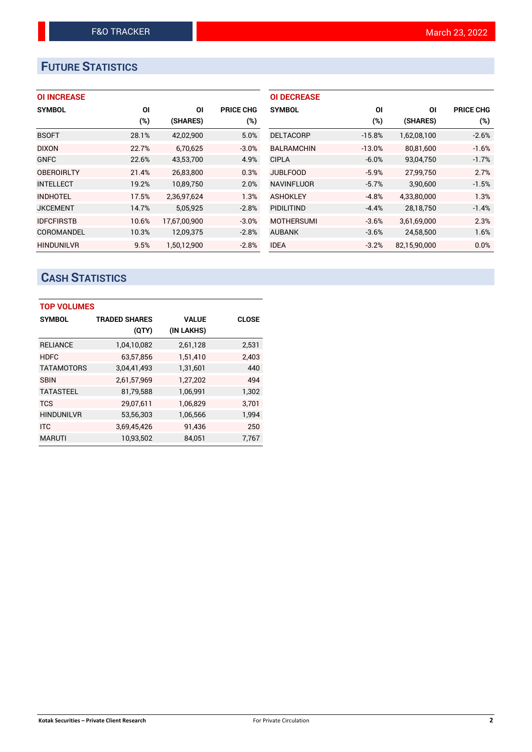## FUTURE STATISTICS

### OI INCREASE

| SYMBOL | OI (%) | OI (SHARES) | PRICE CHG (%) |
|---|---|---|---|
| BSOFT | 28.1% | 42,02,900 | 5.0% |
| DIXON | 22.7% | 6,70,625 | -3.0% |
| GNFC | 22.6% | 43,53,700 | 4.9% |
| OBEROIRLTY | 21.4% | 26,83,800 | 0.3% |
| INTELLECT | 19.2% | 10,89,750 | 2.0% |
| INDHOTEL | 17.5% | 2,36,97,624 | 1.3% |
| JKCEMENT | 14.7% | 5,05,925 | -2.8% |
| IDFCFIRSTB | 10.6% | 17,67,00,900 | -3.0% |
| COROMANDEL | 10.3% | 12,09,375 | -2.8% |
| HINDUNILVR | 9.5% | 1,50,12,900 | -2.8% |

### OI DECREASE

| SYMBOL | OI (%) | OI (SHARES) | PRICE CHG (%) |
|---|---|---|---|
| DELTACORP | -15.8% | 1,62,08,100 | -2.6% |
| BALRAMCHIN | -13.0% | 80,81,600 | -1.6% |
| CIPLA | -6.0% | 93,04,750 | -1.7% |
| JUBLFOOD | -5.9% | 27,99,750 | 2.7% |
| NAVINFLUOR | -5.7% | 3,90,600 | -1.5% |
| ASHOKLEY | -4.8% | 4,33,80,000 | 1.3% |
| PIDILITIND | -4.4% | 28,18,750 | -1.4% |
| MOTHERSUMI | -3.6% | 3,61,69,000 | 2.3% |
| AUBANK | -3.6% | 24,58,500 | 1.6% |
| IDEA | -3.2% | 82,15,90,000 | 0.0% |

## CASH STATISTICS

### TOP VOLUMES

| SYMBOL | TRADED SHARES (QTY) | VALUE (IN LAKHS) | CLOSE |
|---|---|---|---|
| RELIANCE | 1,04,10,082 | 2,61,128 | 2,531 |
| HDFC | 63,57,856 | 1,51,410 | 2,403 |
| TATAMOTORS | 3,04,41,493 | 1,31,601 | 440 |
| SBIN | 2,61,57,969 | 1,27,202 | 494 |
| TATASTEEL | 81,79,588 | 1,06,991 | 1,302 |
| TCS | 29,07,611 | 1,06,829 | 3,701 |
| HINDUNILVR | 53,56,303 | 1,06,566 | 1,994 |
| ITC | 3,69,45,426 | 91,436 | 250 |
| MARUTI | 10,93,502 | 84,051 | 7,767 |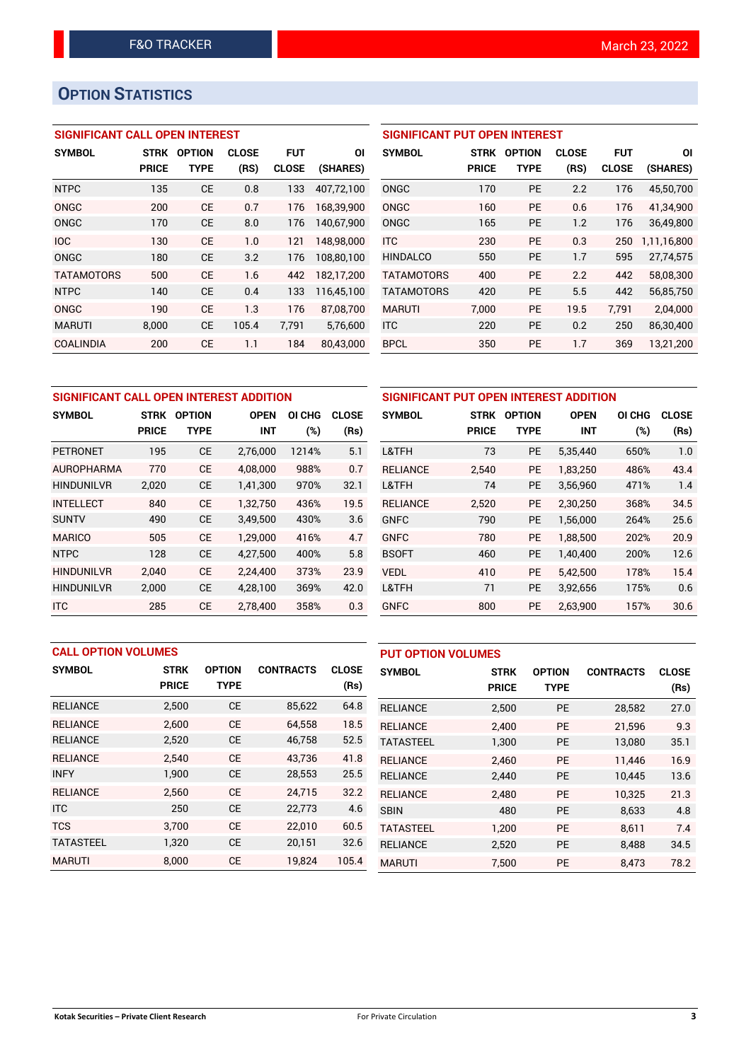## OPTION STATISTICS

### SIGNIFICANT CALL OPEN INTEREST

| SYMBOL | STRK PRICE | OPTION TYPE | CLOSE (RS) | FUT CLOSE | OI (SHARES) |
|---|---|---|---|---|---|
| NTPC | 135 | CE | 0.8 | 133 | 407,72,100 |
| ONGC | 200 | CE | 0.7 | 176 | 168,39,900 |
| ONGC | 170 | CE | 8.0 | 176 | 140,67,900 |
| IOC | 130 | CE | 1.0 | 121 | 148,98,000 |
| ONGC | 180 | CE | 3.2 | 176 | 108,80,100 |
| TATAMOTORS | 500 | CE | 1.6 | 442 | 182,17,200 |
| NTPC | 140 | CE | 0.4 | 133 | 116,45,100 |
| ONGC | 190 | CE | 1.3 | 176 | 87,08,700 |
| MARUTI | 8,000 | CE | 105.4 | 7,791 | 5,76,600 |
| COALINDIA | 200 | CE | 1.1 | 184 | 80,43,000 |

### SIGNIFICANT PUT OPEN INTEREST

| SYMBOL | STRK PRICE | OPTION TYPE | CLOSE (RS) | FUT CLOSE | OI (SHARES) |
|---|---|---|---|---|---|
| ONGC | 170 | PE | 2.2 | 176 | 45,50,700 |
| ONGC | 160 | PE | 0.6 | 176 | 41,34,900 |
| ONGC | 165 | PE | 1.2 | 176 | 36,49,800 |
| ITC | 230 | PE | 0.3 | 250 | 1,11,16,800 |
| HINDALCO | 550 | PE | 1.7 | 595 | 27,74,575 |
| TATAMOTORS | 400 | PE | 2.2 | 442 | 58,08,300 |
| TATAMOTORS | 420 | PE | 5.5 | 442 | 56,85,750 |
| MARUTI | 7,000 | PE | 19.5 | 7,791 | 2,04,000 |
| ITC | 220 | PE | 0.2 | 250 | 86,30,400 |
| BPCL | 350 | PE | 1.7 | 369 | 13,21,200 |

### SIGNIFICANT CALL OPEN INTEREST ADDITION

| SYMBOL | STRK PRICE | OPTION TYPE | OPEN INT | OI CHG (%) | CLOSE (Rs) |
|---|---|---|---|---|---|
| PETRONET | 195 | CE | 2,76,000 | 1214% | 5.1 |
| AUROPHARMA | 770 | CE | 4,08,000 | 988% | 0.7 |
| HINDUNILVR | 2,020 | CE | 1,41,300 | 970% | 32.1 |
| INTELLECT | 840 | CE | 1,32,750 | 436% | 19.5 |
| SUNTV | 490 | CE | 3,49,500 | 430% | 3.6 |
| MARICO | 505 | CE | 1,29,000 | 416% | 4.7 |
| NTPC | 128 | CE | 4,27,500 | 400% | 5.8 |
| HINDUNILVR | 2,040 | CE | 2,24,400 | 373% | 23.9 |
| HINDUNILVR | 2,000 | CE | 4,28,100 | 369% | 42.0 |
| ITC | 285 | CE | 2,78,400 | 358% | 0.3 |

### SIGNIFICANT PUT OPEN INTEREST ADDITION

| SYMBOL | STRK PRICE | OPTION TYPE | OPEN INT | OI CHG (%) | CLOSE (Rs) |
|---|---|---|---|---|---|
| L&TFH | 73 | PE | 5,35,440 | 650% | 1.0 |
| RELIANCE | 2,540 | PE | 1,83,250 | 486% | 43.4 |
| L&TFH | 74 | PE | 3,56,960 | 471% | 1.4 |
| RELIANCE | 2,520 | PE | 2,30,250 | 368% | 34.5 |
| GNFC | 790 | PE | 1,56,000 | 264% | 25.6 |
| GNFC | 780 | PE | 1,88,500 | 202% | 20.9 |
| BSOFT | 460 | PE | 1,40,400 | 200% | 12.6 |
| VEDL | 410 | PE | 5,42,500 | 178% | 15.4 |
| L&TFH | 71 | PE | 3,92,656 | 175% | 0.6 |
| GNFC | 800 | PE | 2,63,900 | 157% | 30.6 |

### CALL OPTION VOLUMES

| SYMBOL | STRK PRICE | OPTION TYPE | CONTRACTS | CLOSE (Rs) |
|---|---|---|---|---|
| RELIANCE | 2,500 | CE | 85,622 | 64.8 |
| RELIANCE | 2,600 | CE | 64,558 | 18.5 |
| RELIANCE | 2,520 | CE | 46,758 | 52.5 |
| RELIANCE | 2,540 | CE | 43,736 | 41.8 |
| INFY | 1,900 | CE | 28,553 | 25.5 |
| RELIANCE | 2,560 | CE | 24,715 | 32.2 |
| ITC | 250 | CE | 22,773 | 4.6 |
| TCS | 3,700 | CE | 22,010 | 60.5 |
| TATASTEEL | 1,320 | CE | 20,151 | 32.6 |
| MARUTI | 8,000 | CE | 19,824 | 105.4 |

### PUT OPTION VOLUMES

| SYMBOL | STRK PRICE | OPTION TYPE | CONTRACTS | CLOSE (Rs) |
|---|---|---|---|---|
| RELIANCE | 2,500 | PE | 28,582 | 27.0 |
| RELIANCE | 2,400 | PE | 21,596 | 9.3 |
| TATASTEEL | 1,300 | PE | 13,080 | 35.1 |
| RELIANCE | 2,460 | PE | 11,446 | 16.9 |
| RELIANCE | 2,440 | PE | 10,445 | 13.6 |
| RELIANCE | 2,480 | PE | 10,325 | 21.3 |
| SBIN | 480 | PE | 8,633 | 4.8 |
| TATASTEEL | 1,200 | PE | 8,611 | 7.4 |
| RELIANCE | 2,520 | PE | 8,488 | 34.5 |
| MARUTI | 7,500 | PE | 8,473 | 78.2 |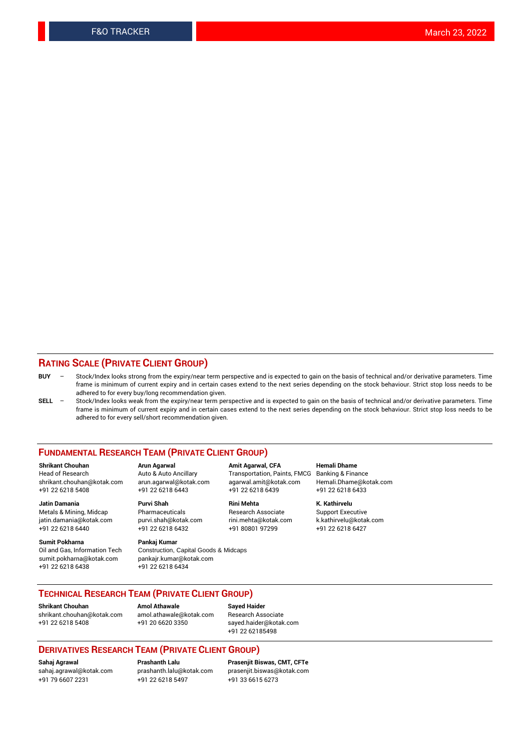## RATING SCALE (PRIVATE CLIENT GROUP)

**BUY** – Stock/Index looks strong from the expiry/near term perspective and is expected to gain on the basis of technical and/or derivative parameters. Time frame is minimum of current expiry and in certain cases extend to the next series depending on the stock behaviour. Strict stop loss needs to be adhered to for every buy/long recommendation given.

**SELL** – Stock/Index looks weak from the expiry/near term perspective and is expected to gain on the basis of technical and/or derivative parameters. Time frame is minimum of current expiry and in certain cases extend to the next series depending on the stock behaviour. Strict stop loss needs to be adhered to for every sell/short recommendation given.

## FUNDAMENTAL RESEARCH TEAM (PRIVATE CLIENT GROUP)

**Shrikant Chouhan**
Head of Research
shrikant.chouhan@kotak.com
+91 22 6218 5408

**Arun Agarwal**
Auto & Auto Ancillary
arun.agarwal@kotak.com
+91 22 6218 6443

**Amit Agarwal, CFA**
Transportation, Paints, FMCG
agarwal.amit@kotak.com
+91 22 6218 6439

**Hemali Dhame**
Banking & Finance
Hemali.Dhame@kotak.com
+91 22 6218 6433

**Jatin Damania**
Metals & Mining, Midcap
jatin.damania@kotak.com
+91 22 6218 6440

**Purvi Shah**
Pharmaceuticals
purvi.shah@kotak.com
+91 22 6218 6432

**Rini Mehta**
Research Associate
rini.mehta@kotak.com
+91 80801 97299

**K. Kathirvelu**
Support Executive
k.kathirvelu@kotak.com
+91 22 6218 6427

**Sumit Pokharna**
Oil and Gas, Information Tech
sumit.pokharna@kotak.com
+91 22 6218 6438

**Pankaj Kumar**
Construction, Capital Goods & Midcaps
pankajr.kumar@kotak.com
+91 22 6218 6434

## TECHNICAL RESEARCH TEAM (PRIVATE CLIENT GROUP)

**Shrikant Chouhan**
shrikant.chouhan@kotak.com
+91 22 6218 5408

**Amol Athawale**
amol.athawale@kotak.com
+91 20 6620 3350

**Sayed Haider**
Research Associate
sayed.haider@kotak.com
+91 22 62185498

## DERIVATIVES RESEARCH TEAM (PRIVATE CLIENT GROUP)

**Sahaj Agrawal**
sahaj.agrawal@kotak.com
+91 79 6607 2231

**Prashanth Lalu**
prashanth.lalu@kotak.com
+91 22 6218 5497

**Prasenjit Biswas, CMT, CFTe**
prasenjit.biswas@kotak.com
+91 33 6615 6273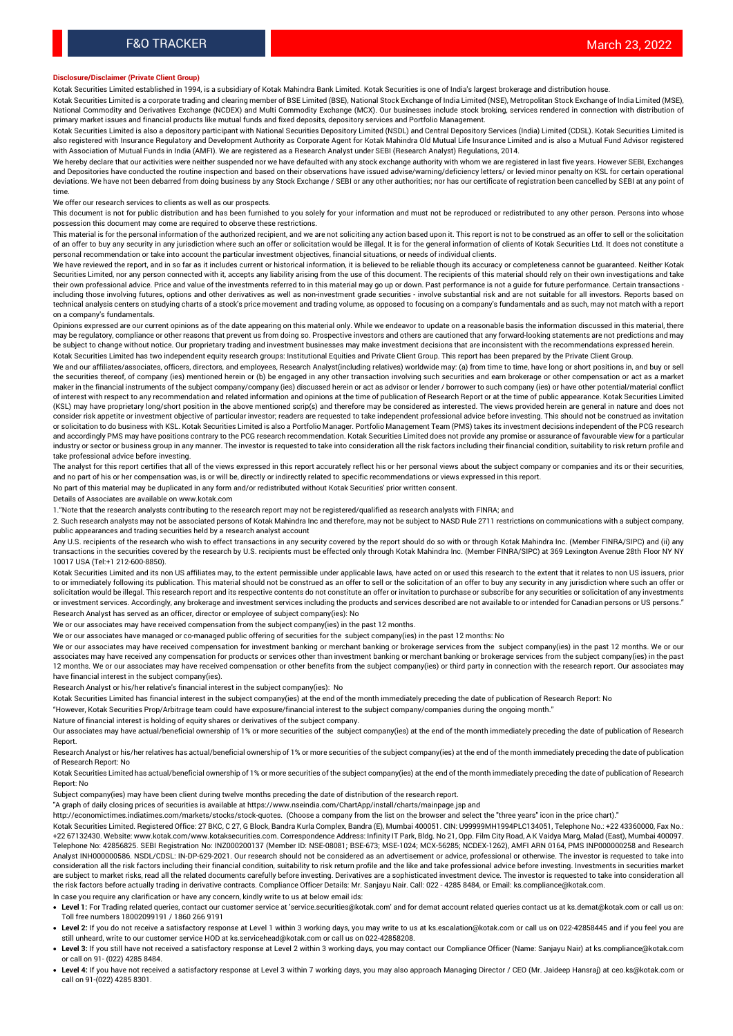**Disclosure/Disclaimer (Private Client Group)**

Kotak Securities Limited established in 1994, is a subsidiary of Kotak Mahindra Bank Limited. Kotak Securities is one of India's largest brokerage and distribution house.

Kotak Securities Limited is a corporate trading and clearing member of BSE Limited (BSE), National Stock Exchange of India Limited (NSE), Metropolitan Stock Exchange of India Limited (MSE), National Commodity and Derivatives Exchange (NCDEX) and Multi Commodity Exchange (MCX). Our businesses include stock broking, services rendered in connection with distribution of primary market issues and financial products like mutual funds and fixed deposits, depository services and Portfolio Management.

Kotak Securities Limited is also a depository participant with National Securities Depository Limited (NSDL) and Central Depository Services (India) Limited (CDSL). Kotak Securities Limited is also registered with Insurance Regulatory and Development Authority as Corporate Agent for Kotak Mahindra Old Mutual Life Insurance Limited and is also a Mutual Fund Advisor registered with Association of Mutual Funds in India (AMFI). We are registered as a Research Analyst under SEBI (Research Analyst) Regulations, 2014.

We hereby declare that our activities were neither suspended nor we have defaulted with any stock exchange authority with whom we are registered in last five years. However SEBI, Exchanges and Depositories have conducted the routine inspection and based on their observations have issued advise/warning/deficiency letters/ or levied minor penalty on KSL for certain operational deviations. We have not been debarred from doing business by any Stock Exchange / SEBI or any other authorities; nor has our certificate of registration been cancelled by SEBI at any point of time.

We offer our research services to clients as well as our prospects.

This document is not for public distribution and has been furnished to you solely for your information and must not be reproduced or redistributed to any other person. Persons into whose possession this document may come are required to observe these restrictions.

This material is for the personal information of the authorized recipient, and we are not soliciting any action based upon it. This report is not to be construed as an offer to sell or the solicitation of an offer to buy any security in any jurisdiction where such an offer or solicitation would be illegal. It is for the general information of clients of Kotak Securities Ltd. It does not constitute a personal recommendation or take into account the particular investment objectives, financial situations, or needs of individual clients.

We have reviewed the report, and in so far as it includes current or historical information, it is believed to be reliable though its accuracy or completeness cannot be guaranteed. Neither Kotak Securities Limited, nor any person connected with it, accepts any liability arising from the use of this document. The recipients of this material should rely on their own investigations and take their own professional advice. Price and value of the investments referred to in this material may go up or down. Past performance is not a guide for future performance. Certain transactions - including those involving futures, options and other derivatives as well as non-investment grade securities - involve substantial risk and are not suitable for all investors. Reports based on technical analysis centers on studying charts of a stock's price movement and trading volume, as opposed to focusing on a company's fundamentals and as such, may not match with a report on a company's fundamentals.

Opinions expressed are our current opinions as of the date appearing on this material only. While we endeavor to update on a reasonable basis the information discussed in this material, there may be regulatory, compliance or other reasons that prevent us from doing so. Prospective investors and others are cautioned that any forward-looking statements are not predictions and may be subject to change without notice. Our proprietary trading and investment businesses may make investment decisions that are inconsistent with the recommendations expressed herein.

Kotak Securities Limited has two independent equity research groups: Institutional Equities and Private Client Group. This report has been prepared by the Private Client Group.

We and our affiliates/associates, officers, directors, and employees, Research Analyst(including relatives) worldwide may: (a) from time to time, have long or short positions in, and buy or sell the securities thereof, of company (ies) mentioned herein or (b) be engaged in any other transaction involving such securities and earn brokerage or other compensation or act as a market maker in the financial instruments of the subject company/company (ies) discussed herein or act as advisor or lender / borrower to such company (ies) or have other potential/material conflict of interest with respect to any recommendation and related information and opinions at the time of publication of Research Report or at the time of public appearance. Kotak Securities Limited (KSL) may have proprietary long/short position in the above mentioned scrip(s) and therefore may be considered as interested. The views provided herein are general in nature and does not consider risk appetite or investment objective of particular investor; readers are requested to take independent professional advice before investing. This should not be construed as invitation or solicitation to do business with KSL. Kotak Securities Limited is also a Portfolio Manager. Portfolio Management Team (PMS) takes its investment decisions independent of the PCG research and accordingly PMS may have positions contrary to the PCG research recommendation. Kotak Securities Limited does not provide any promise or assurance of favourable view for a particular industry or sector or business group in any manner. The investor is requested to take into consideration all the risk factors including their financial condition, suitability to risk return profile and take professional advice before investing.

The analyst for this report certifies that all of the views expressed in this report accurately reflect his or her personal views about the subject company or companies and its or their securities, and no part of his or her compensation was, is or will be, directly or indirectly related to specific recommendations or views expressed in this report.

No part of this material may be duplicated in any form and/or redistributed without Kotak Securities' prior written consent.

Details of Associates are available on www.kotak.com

1."Note that the research analysts contributing to the research report may not be registered/qualified as research analysts with FINRA; and

2. Such research analysts may not be associated persons of Kotak Mahindra Inc and therefore, may not be subject to NASD Rule 2711 restrictions on communications with a subject company, public appearances and trading securities held by a research analyst account

Any U.S. recipients of the research who wish to effect transactions in any security covered by the report should do so with or through Kotak Mahindra Inc. (Member FINRA/SIPC) and (ii) any transactions in the securities covered by the research by U.S. recipients must be effected only through Kotak Mahindra Inc. (Member FINRA/SIPC) at 369 Lexington Avenue 28th Floor NY NY 10017 USA (Tel:+1 212-600-8850).

Kotak Securities Limited and its non US affiliates may, to the extent permissible under applicable laws, have acted on or used this research to the extent that it relates to non US issuers, prior to or immediately following its publication. This material should not be construed as an offer to sell or the solicitation of an offer to buy any security in any jurisdiction where such an offer or solicitation would be illegal. This research report and its respective contents do not constitute an offer or invitation to purchase or subscribe for any securities or solicitation of any investments or investment services. Accordingly, any brokerage and investment services including the products and services described are not available to or intended for Canadian persons or US persons."

Research Analyst has served as an officer, director or employee of subject company(ies): No

We or our associates may have received compensation from the subject company(ies) in the past 12 months.

We or our associates have managed or co-managed public offering of securities for the subject company(ies) in the past 12 months: No

We or our associates may have received compensation for investment banking or merchant banking or brokerage services from the subject company(ies) in the past 12 months. We or our associates may have received any compensation for products or services other than investment banking or merchant banking or brokerage services from the subject company(ies) in the past 12 months. We or our associates may have received compensation or other benefits from the subject company(ies) or third party in connection with the research report. Our associates may have financial interest in the subject company(ies).

Research Analyst or his/her relative's financial interest in the subject company(ies): No

Kotak Securities Limited has financial interest in the subject company(ies) at the end of the month immediately preceding the date of publication of Research Report: No

"However, Kotak Securities Prop/Arbitrage team could have exposure/financial interest to the subject company/companies during the ongoing month."

Nature of financial interest is holding of equity shares or derivatives of the subject company.

Our associates may have actual/beneficial ownership of 1% or more securities of the subject company(ies) at the end of the month immediately preceding the date of publication of Research Report.

Research Analyst or his/her relatives has actual/beneficial ownership of 1% or more securities of the subject company(ies) at the end of the month immediately preceding the date of publication of Research Report: No

Kotak Securities Limited has actual/beneficial ownership of 1% or more securities of the subject company(ies) at the end of the month immediately preceding the date of publication of Research Report: No

Subject company(ies) may have been client during twelve months preceding the date of distribution of the research report.

"A graph of daily closing prices of securities is available at https://www.nseindia.com/ChartApp/install/charts/mainpage.jsp and

http://economictimes.indiatimes.com/markets/stocks/stock-quotes. (Choose a company from the list on the browser and select the "three years" icon in the price chart)."

Kotak Securities Limited. Registered Office: 27 BKC, C 27, G Block, Bandra Kurla Complex, Bandra (E), Mumbai 400051. CIN: U99999MH1994PLC134051, Telephone No.: +22 43360000, Fax No.: +22 67132430. Website: www.kotak.com/www.kotaksecurities.com. Correspondence Address: Infinity IT Park, Bldg. No 21, Opp. Film City Road, A K Vaidya Marg, Malad (East), Mumbai 400097. Telephone No: 42856825. SEBI Registration No: INZ000200137 (Member ID: NSE-08081; BSE-673; MSE-1024; MCX-56285; NCDEX-1262), AMFI ARN 0164, PMS INP000000258 and Research Analyst INH000000586. NSDL/CDSL: IN-DP-629-2021. Our research should not be considered as an advertisement or advice, professional or otherwise. The investor is requested to take into consideration all the risk factors including their financial condition, suitability to risk return profile and the like and take professional advice before investing. Investments in securities market are subject to market risks, read all the related documents carefully before investing. Derivatives are a sophisticated investment device. The investor is requested to take into consideration all the risk factors before actually trading in derivative contracts. Compliance Officer Details: Mr. Sanjayu Nair. Call: 022 - 4285 8484, or Email: ks.compliance@kotak.com.

In case you require any clarification or have any concern, kindly write to us at below email ids:

- **Level 1:** For Trading related queries, contact our customer service at 'service.securities@kotak.com' and for demat account related queries contact us at ks.demat@kotak.com or call us on: Toll free numbers 18002099191 / 1860 266 9191
- **Level 2:** If you do not receive a satisfactory response at Level 1 within 3 working days, you may write to us at ks.escalation@kotak.com or call us on 022-42858445 and if you feel you are still unheard, write to our customer service HOD at ks.servicehead@kotak.com or call us on 022-42858208.
- **Level 3:** If you still have not received a satisfactory response at Level 2 within 3 working days, you may contact our Compliance Officer (Name: Sanjayu Nair) at ks.compliance@kotak.com or call on 91- (022) 4285 8484.
- **Level 4:** If you have not received a satisfactory response at Level 3 within 7 working days, you may also approach Managing Director / CEO (Mr. Jaideep Hansraj) at ceo.ks@kotak.com or call on 91-(022) 4285 8301.